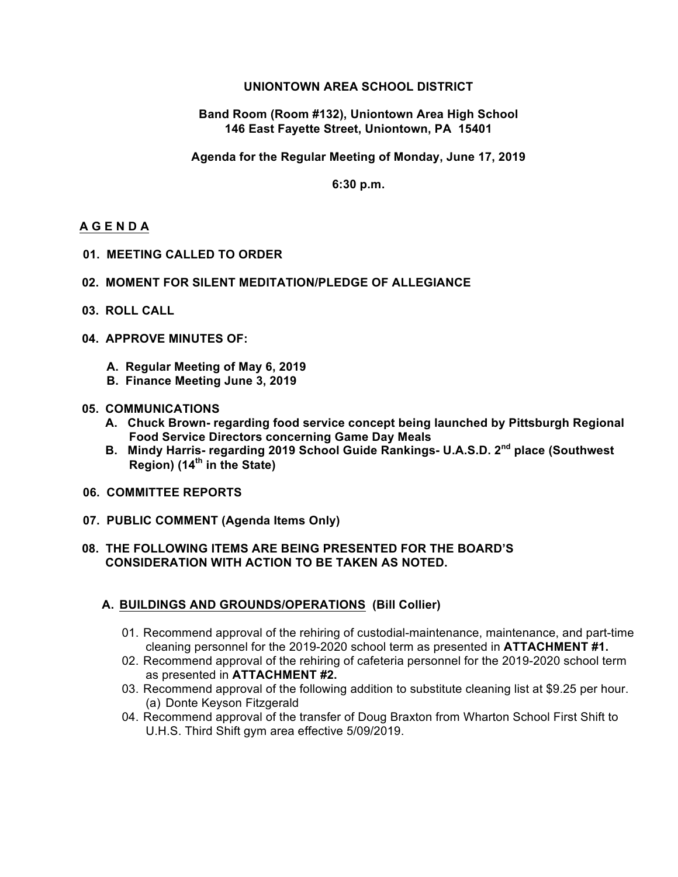**UNIONTOWN AREA SCHOOL DISTRICT**

**Band Room (Room #132), Uniontown Area High School**
**146 East Fayette Street, Uniontown, PA 15401**

**Agenda for the Regular Meeting of Monday, June 17, 2019**

**6:30 p.m.**

**A G E N D A**

**01. MEETING CALLED TO ORDER**

**02. MOMENT FOR SILENT MEDITATION/PLEDGE OF ALLEGIANCE**

**03. ROLL CALL**

**04. APPROVE MINUTES OF:**

- **A. Regular Meeting of May 6, 2019**
- **B. Finance Meeting June 3, 2019**

**05. COMMUNICATIONS**

- **A. Chuck Brown- regarding food service concept being launched by Pittsburgh Regional Food Service Directors concerning Game Day Meals**
- **B. Mindy Harris- regarding 2019 School Guide Rankings- U.A.S.D. 2nd place (Southwest Region) (14th in the State)**

**06. COMMITTEE REPORTS**

**07. PUBLIC COMMENT (Agenda Items Only)**

**08. THE FOLLOWING ITEMS ARE BEING PRESENTED FOR THE BOARD'S CONSIDERATION WITH ACTION TO BE TAKEN AS NOTED.**

**A. BUILDINGS AND GROUNDS/OPERATIONS (Bill Collier)**

01. Recommend approval of the rehiring of custodial-maintenance, maintenance, and part-time cleaning personnel for the 2019-2020 school term as presented in **ATTACHMENT #1.**
02. Recommend approval of the rehiring of cafeteria personnel for the 2019-2020 school term as presented in **ATTACHMENT #2.**
03. Recommend approval of the following addition to substitute cleaning list at $9.25 per hour.
    (a) Donte Keyson Fitzgerald
04. Recommend approval of the transfer of Doug Braxton from Wharton School First Shift to U.H.S. Third Shift gym area effective 5/09/2019.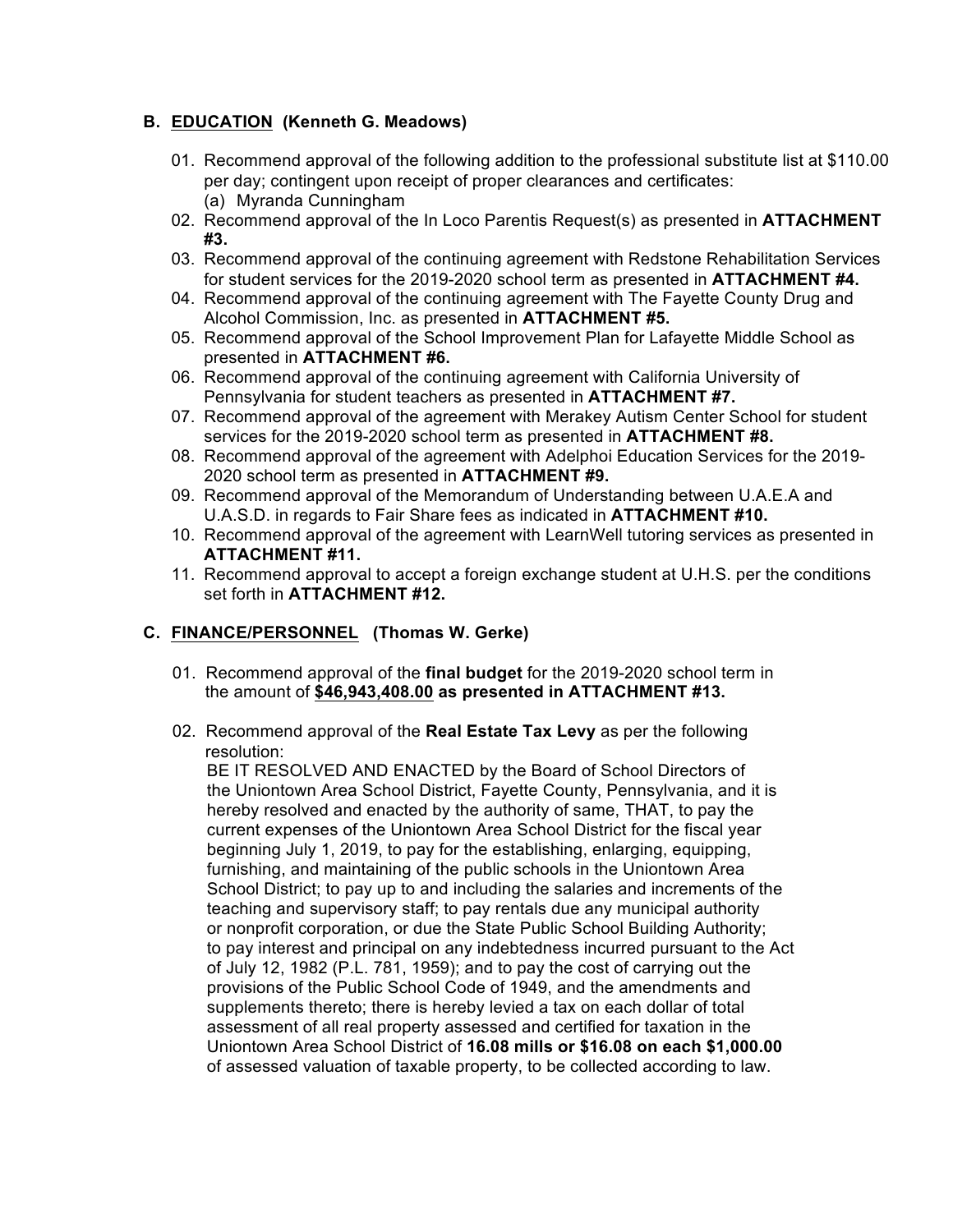## B. <u>EDUCATION</u> (Kenneth G. Meadows)

01. Recommend approval of the following addition to the professional substitute list at $110.00 per day; contingent upon receipt of proper clearances and certificates:
    (a) Myranda Cunningham
02. Recommend approval of the In Loco Parentis Request(s) as presented in **ATTACHMENT #3.**
03. Recommend approval of the continuing agreement with Redstone Rehabilitation Services for student services for the 2019-2020 school term as presented in **ATTACHMENT #4.**
04. Recommend approval of the continuing agreement with The Fayette County Drug and Alcohol Commission, Inc. as presented in **ATTACHMENT #5.**
05. Recommend approval of the School Improvement Plan for Lafayette Middle School as presented in **ATTACHMENT #6.**
06. Recommend approval of the continuing agreement with California University of Pennsylvania for student teachers as presented in **ATTACHMENT #7.**
07. Recommend approval of the agreement with Merakey Autism Center School for student services for the 2019-2020 school term as presented in **ATTACHMENT #8.**
08. Recommend approval of the agreement with Adelphoi Education Services for the 2019-2020 school term as presented in **ATTACHMENT #9.**
09. Recommend approval of the Memorandum of Understanding between U.A.E.A and U.A.S.D. in regards to Fair Share fees as indicated in **ATTACHMENT #10.**
10. Recommend approval of the agreement with LearnWell tutoring services as presented in **ATTACHMENT #11.**
11. Recommend approval to accept a foreign exchange student at U.H.S. per the conditions set forth in **ATTACHMENT #12.**

## C. <u>FINANCE/PERSONNEL</u> (Thomas W. Gerke)

01. Recommend approval of the **final budget** for the 2019-2020 school term in the amount of **<u>$46,943,408.00</u> as presented in ATTACHMENT #13.**

02. Recommend approval of the **Real Estate Tax Levy** as per the following resolution:
    BE IT RESOLVED AND ENACTED by the Board of School Directors of the Uniontown Area School District, Fayette County, Pennsylvania, and it is hereby resolved and enacted by the authority of same, THAT, to pay the current expenses of the Uniontown Area School District for the fiscal year beginning July 1, 2019, to pay for the establishing, enlarging, equipping, furnishing, and maintaining of the public schools in the Uniontown Area School District; to pay up to and including the salaries and increments of the teaching and supervisory staff; to pay rentals due any municipal authority or nonprofit corporation, or due the State Public School Building Authority; to pay interest and principal on any indebtedness incurred pursuant to the Act of July 12, 1982 (P.L. 781, 1959); and to pay the cost of carrying out the provisions of the Public School Code of 1949, and the amendments and supplements thereto; there is hereby levied a tax on each dollar of total assessment of all real property assessed and certified for taxation in the Uniontown Area School District of **16.08 mills or $16.08 on each $1,000.00** of assessed valuation of taxable property, to be collected according to law.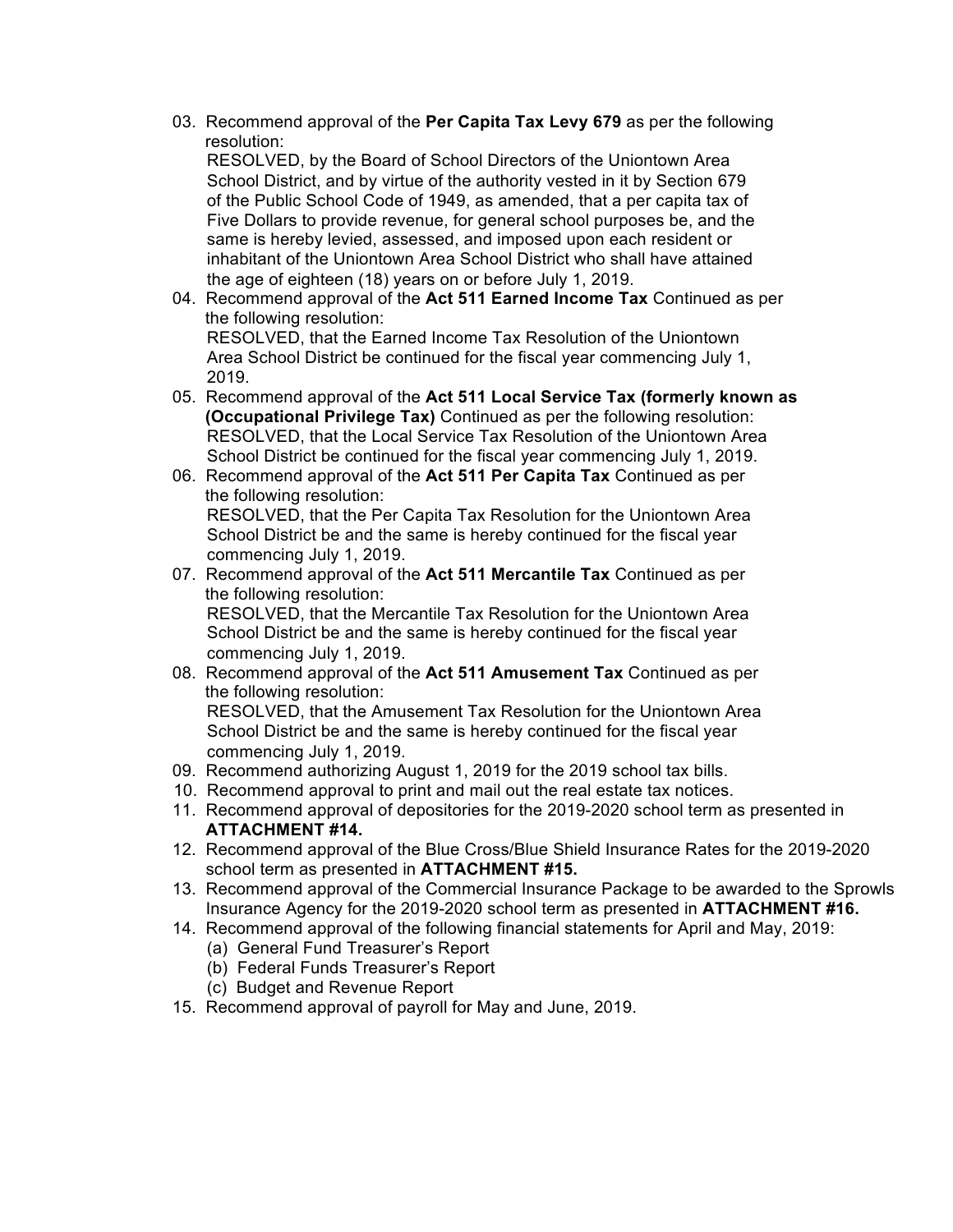03. Recommend approval of the **Per Capita Tax Levy 679** as per the following resolution:
    RESOLVED, by the Board of School Directors of the Uniontown Area School District, and by virtue of the authority vested in it by Section 679 of the Public School Code of 1949, as amended, that a per capita tax of Five Dollars to provide revenue, for general school purposes be, and the same is hereby levied, assessed, and imposed upon each resident or inhabitant of the Uniontown Area School District who shall have attained the age of eighteen (18) years on or before July 1, 2019.
04. Recommend approval of the **Act 511 Earned Income Tax** Continued as per the following resolution:
    RESOLVED, that the Earned Income Tax Resolution of the Uniontown Area School District be continued for the fiscal year commencing July 1, 2019.
05. Recommend approval of the **Act 511 Local Service Tax (formerly known as (Occupational Privilege Tax)** Continued as per the following resolution:
    RESOLVED, that the Local Service Tax Resolution of the Uniontown Area School District be continued for the fiscal year commencing July 1, 2019.
06. Recommend approval of the **Act 511 Per Capita Tax** Continued as per the following resolution:
    RESOLVED, that the Per Capita Tax Resolution for the Uniontown Area School District be and the same is hereby continued for the fiscal year commencing July 1, 2019.
07. Recommend approval of the **Act 511 Mercantile Tax** Continued as per the following resolution:
    RESOLVED, that the Mercantile Tax Resolution for the Uniontown Area School District be and the same is hereby continued for the fiscal year commencing July 1, 2019.
08. Recommend approval of the **Act 511 Amusement Tax** Continued as per the following resolution:
    RESOLVED, that the Amusement Tax Resolution for the Uniontown Area School District be and the same is hereby continued for the fiscal year commencing July 1, 2019.
09. Recommend authorizing August 1, 2019 for the 2019 school tax bills.
10. Recommend approval to print and mail out the real estate tax notices.
11. Recommend approval of depositories for the 2019-2020 school term as presented in **ATTACHMENT #14.**
12. Recommend approval of the Blue Cross/Blue Shield Insurance Rates for the 2019-2020 school term as presented in **ATTACHMENT #15.**
13. Recommend approval of the Commercial Insurance Package to be awarded to the Sprowls Insurance Agency for the 2019-2020 school term as presented in **ATTACHMENT #16.**
14. Recommend approval of the following financial statements for April and May, 2019:
    (a) General Fund Treasurer's Report
    (b) Federal Funds Treasurer's Report
    (c) Budget and Revenue Report
15. Recommend approval of payroll for May and June, 2019.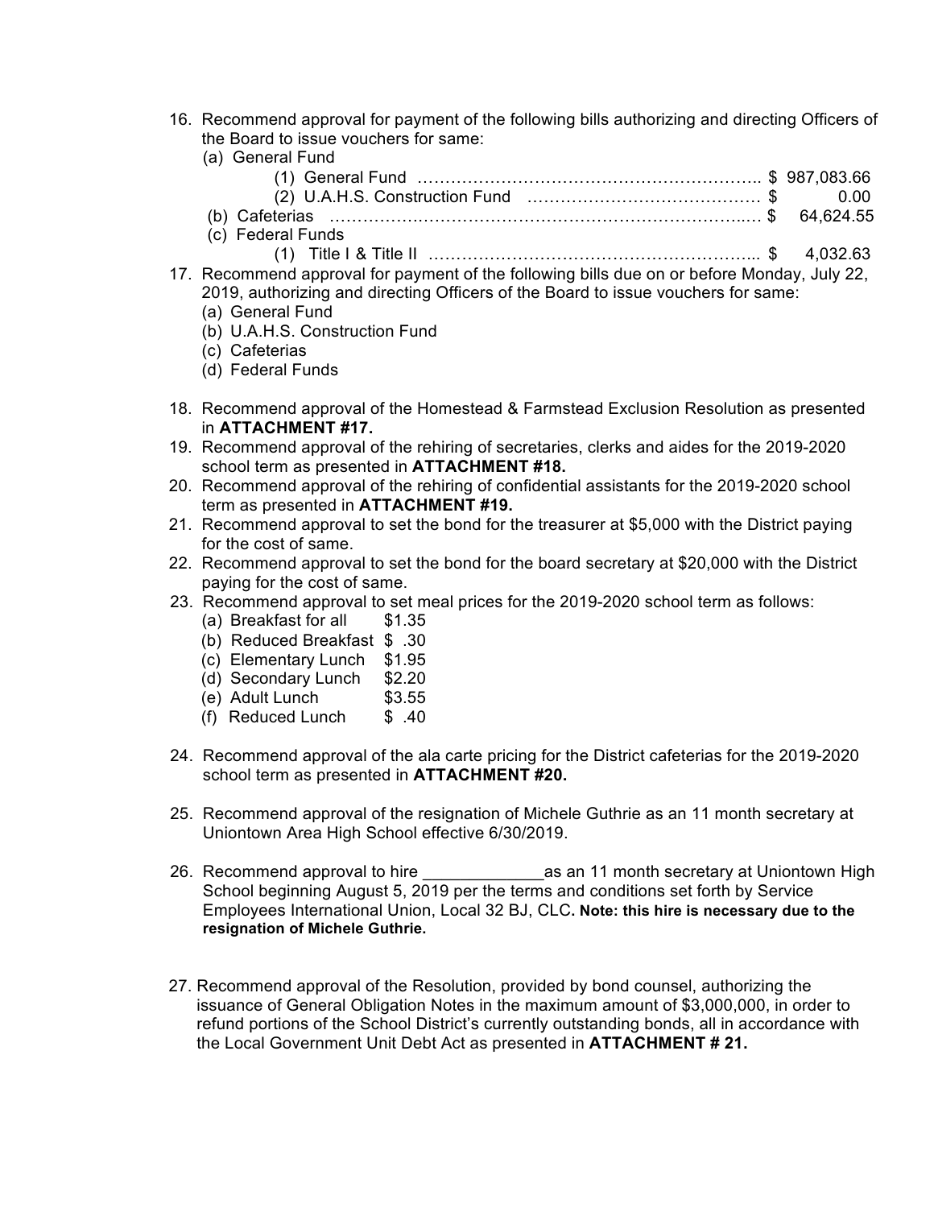16. Recommend approval for payment of the following bills authorizing and directing Officers of the Board to issue vouchers for same:
    (a) General Fund
        (1) General Fund ……………………………………………………….. $ 987,083.66
        (2) U.A.H.S. Construction Fund …………………………………… $ 0.00
    (b) Cafeterias ………………………………………………………………..… $ 64,624.55
    (c) Federal Funds
        (1) Title I & Title II …………………………………………………... $ 4,032.63
17. Recommend approval for payment of the following bills due on or before Monday, July 22, 2019, authorizing and directing Officers of the Board to issue vouchers for same:
    (a) General Fund
    (b) U.A.H.S. Construction Fund
    (c) Cafeterias
    (d) Federal Funds

18. Recommend approval of the Homestead & Farmstead Exclusion Resolution as presented in **ATTACHMENT #17.**
19. Recommend approval of the rehiring of secretaries, clerks and aides for the 2019-2020 school term as presented in **ATTACHMENT #18.**
20. Recommend approval of the rehiring of confidential assistants for the 2019-2020 school term as presented in **ATTACHMENT #19.**
21. Recommend approval to set the bond for the treasurer at $5,000 with the District paying for the cost of same.
22. Recommend approval to set the bond for the board secretary at $20,000 with the District paying for the cost of same.
23. Recommend approval to set meal prices for the 2019-2020 school term as follows:
    (a) Breakfast for all $1.35
    (b) Reduced Breakfast $ .30
    (c) Elementary Lunch $1.95
    (d) Secondary Lunch $2.20
    (e) Adult Lunch $3.55
    (f) Reduced Lunch $ .40

24. Recommend approval of the ala carte pricing for the District cafeterias for the 2019-2020 school term as presented in **ATTACHMENT #20.**

25. Recommend approval of the resignation of Michele Guthrie as an 11 month secretary at Uniontown Area High School effective 6/30/2019.

26. Recommend approval to hire _____________as an 11 month secretary at Uniontown High School beginning August 5, 2019 per the terms and conditions set forth by Service Employees International Union, Local 32 BJ, CLC**. Note: this hire is necessary due to the resignation of Michele Guthrie.**

27. Recommend approval of the Resolution, provided by bond counsel, authorizing the issuance of General Obligation Notes in the maximum amount of $3,000,000, in order to refund portions of the School District's currently outstanding bonds, all in accordance with the Local Government Unit Debt Act as presented in **ATTACHMENT # 21.**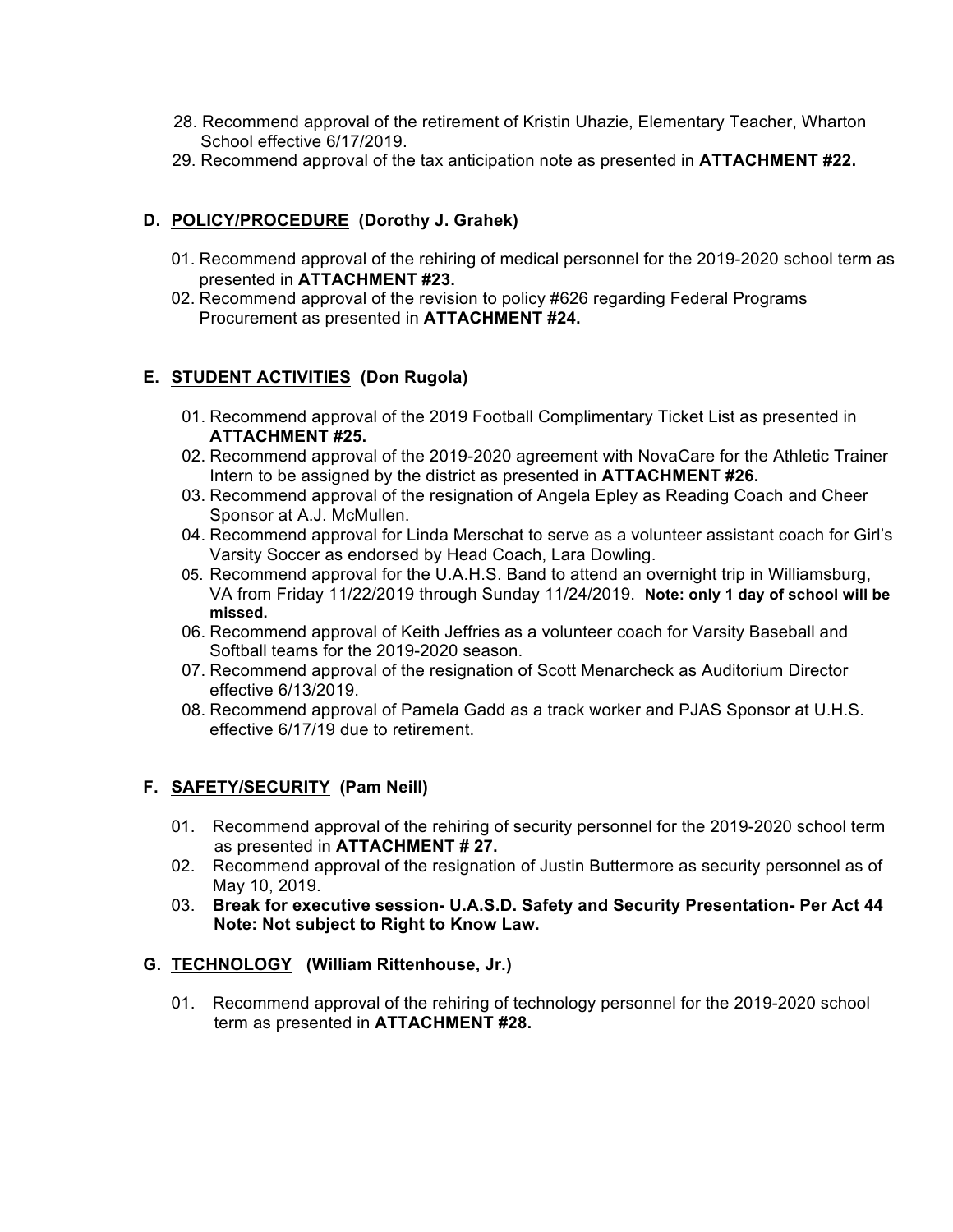28. Recommend approval of the retirement of Kristin Uhazie, Elementary Teacher, Wharton School effective 6/17/2019.
29. Recommend approval of the tax anticipation note as presented in **ATTACHMENT #22.**

### D. POLICY/PROCEDURE (Dorothy J. Grahek)

01. Recommend approval of the rehiring of medical personnel for the 2019-2020 school term as presented in **ATTACHMENT #23.**
02. Recommend approval of the revision to policy #626 regarding Federal Programs Procurement as presented in **ATTACHMENT #24.**

### E. STUDENT ACTIVITIES (Don Rugola)

01. Recommend approval of the 2019 Football Complimentary Ticket List as presented in **ATTACHMENT #25.**
02. Recommend approval of the 2019-2020 agreement with NovaCare for the Athletic Trainer Intern to be assigned by the district as presented in **ATTACHMENT #26.**
03. Recommend approval of the resignation of Angela Epley as Reading Coach and Cheer Sponsor at A.J. McMullen.
04. Recommend approval for Linda Merschat to serve as a volunteer assistant coach for Girl's Varsity Soccer as endorsed by Head Coach, Lara Dowling.
05. Recommend approval for the U.A.H.S. Band to attend an overnight trip in Williamsburg, VA from Friday 11/22/2019 through Sunday 11/24/2019. **Note: only 1 day of school will be missed.**
06. Recommend approval of Keith Jeffries as a volunteer coach for Varsity Baseball and Softball teams for the 2019-2020 season.
07. Recommend approval of the resignation of Scott Menarcheck as Auditorium Director effective 6/13/2019.
08. Recommend approval of Pamela Gadd as a track worker and PJAS Sponsor at U.H.S. effective 6/17/19 due to retirement.

### F. SAFETY/SECURITY (Pam Neill)

01. Recommend approval of the rehiring of security personnel for the 2019-2020 school term as presented in **ATTACHMENT # 27.**
02. Recommend approval of the resignation of Justin Buttermore as security personnel as of May 10, 2019.
03. **Break for executive session- U.A.S.D. Safety and Security Presentation- Per Act 44 Note: Not subject to Right to Know Law.**

### G. TECHNOLOGY (William Rittenhouse, Jr.)

01. Recommend approval of the rehiring of technology personnel for the 2019-2020 school term as presented in **ATTACHMENT #28.**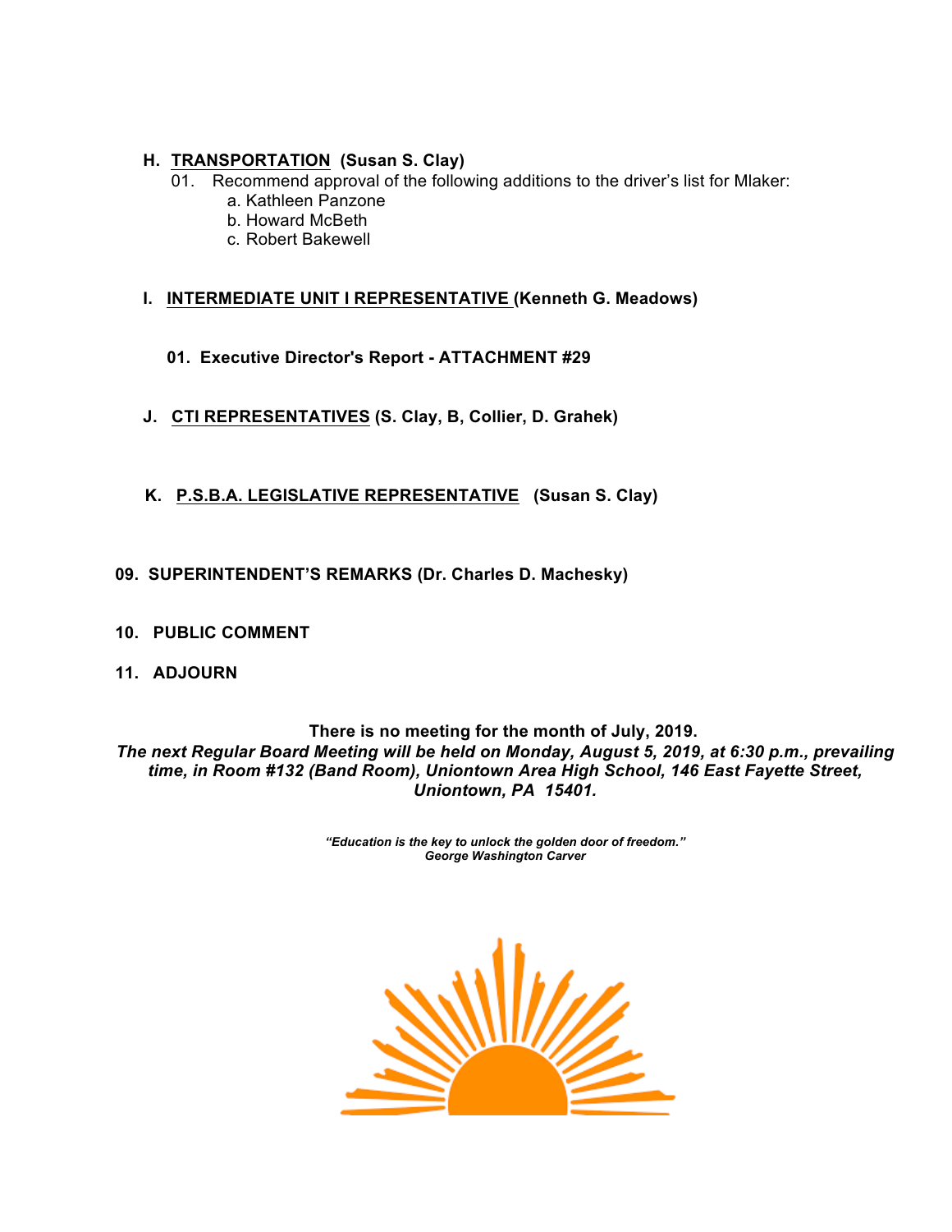**H. TRANSPORTATION (Susan S. Clay)**

01. Recommend approval of the following additions to the driver's list for Mlaker:
    a. Kathleen Panzone
    b. Howard McBeth
    c. Robert Bakewell

**I. INTERMEDIATE UNIT I REPRESENTATIVE (Kenneth G. Meadows)**

**01. Executive Director's Report - ATTACHMENT #29**

**J. CTI REPRESENTATIVES (S. Clay, B, Collier, D. Grahek)**

**K. P.S.B.A. LEGISLATIVE REPRESENTATIVE (Susan S. Clay)**

**09. SUPERINTENDENT'S REMARKS (Dr. Charles D. Machesky)**

**10. PUBLIC COMMENT**

**11. ADJOURN**

**There is no meeting for the month of July, 2019.**
***The next Regular Board Meeting will be held on Monday, August 5, 2019, at 6:30 p.m., prevailing time, in Room #132 (Band Room), Uniontown Area High School, 146 East Fayette Street, Uniontown, PA 15401.***

***"Education is the key to unlock the golden door of freedom."***
***George Washington Carver***